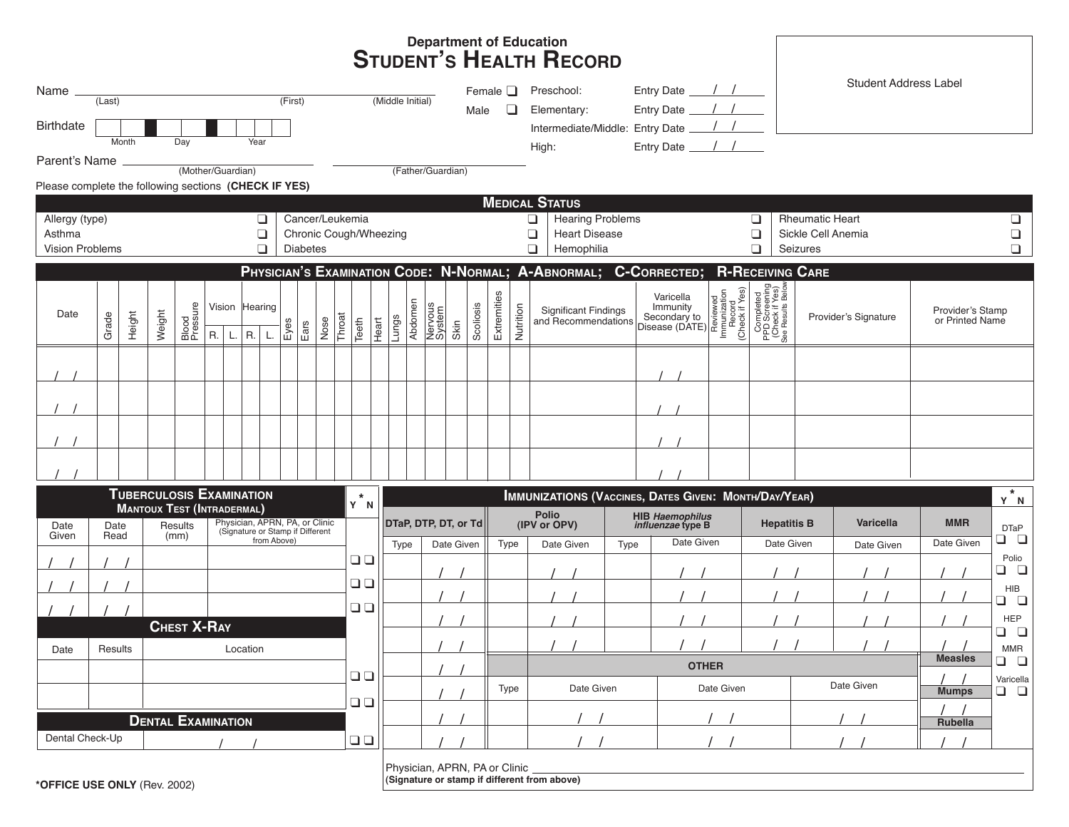Department of Education

# STUDENT'S HEALTH RECORD

Student Address Label

Name ________________________________ (Last) (First) (Middle Initial)

Female ❑
Male ❑

Preschool: Entry Date / /
Elementary: Entry Date / /
Intermediate/Middle: Entry Date / /
High: Entry Date / /

Birthdate | | | | | | | | (Month) (Day) (Year)

Parent's Name ________________________ (Mother/Guardian) ________________________ (Father/Guardian)

Please complete the following sections **(CHECK IF YES)**

## MEDICAL STATUS

| | | | | | | | |
|---|---|---|---|---|---|---|---|
| Allergy (type) | ❑ | Cancer/Leukemia | ❑ | Hearing Problems | ❑ | Rheumatic Heart | ❑ |
| Asthma | ❑ | Chronic Cough/Wheezing | ❑ | Heart Disease | ❑ | Sickle Cell Anemia | ❑ |
| Vision Problems | ❑ | Diabetes | ❑ | Hemophilia | ❑ | Seizures | ❑ |

## PHYSICIAN'S EXAMINATION CODE: N-NORMAL; A-ABNORMAL; C-CORRECTED; R-RECEIVING CARE

| Date | Grade | Height | Weight | Blood Pressure | Vision | | Hearing | | Eyes | Ears | Nose | Throat | Teeth | Heart | Lungs | Abdomen | Nervous System | Skin | Scoliosis | Extremities | Nutrition | Significant Findings and Recommendations | Varicella Immunity Secondary to Disease (DATE) | Reviewed Immunization Record (Check if Yes) | Completed PPD Screening (Check if Yes) See Results Below | Provider's Signature | Provider's Stamp or Printed Name |
|---|---|---|---|---|---|---|---|---|---|---|---|---|---|---|---|---|---|---|---|---|---|---|---|---|---|---|---|
| | | | | | R. | L. | R. | L. | | | | | | | | | | | | | | | | | | | |
| / / | | | | | | | | | | | | | | | | | | | | | | | / / | | | | |
| / / | | | | | | | | | | | | | | | | | | | | | | | / / | | | | |
| / / | | | | | | | | | | | | | | | | | | | | | | | / / | | | | |
| / / | | | | | | | | | | | | | | | | | | | | | | | / / | | | | |

## TUBERCULOSIS EXAMINATION
### MANTOUX TEST (INTRADERMAL)

| Date Given | Date Read | Results (mm) | Physician, APRN, PA, or Clinic (Signature or Stamp if Different from Above) | Y* | N* |
|---|---|---|---|---|---|
| / / | / / | | | ❑ | ❑ |
| / / | / / | | | ❑ | ❑ |
| / / | / / | | | ❑ | ❑ |

## CHEST X-RAY

| Date | Results | Location | Y* | N* |
|---|---|---|---|---|
| | | | ❑ | ❑ |
| | | | ❑ | ❑ |

## DENTAL EXAMINATION

| | | Y* | N* |
|---|---|---|---|
| Dental Check-Up | / / | ❑ | ❑ |

## IMMUNIZATIONS (VACCINES, DATES GIVEN: MONTH/DAY/YEAR)

| DTaP, DTP, DT, or Td | | Polio (IPV or OPV) | | HIB *Haemophilus influenzae* type B | | Hepatitis B | Varicella | MMR |
|---|---|---|---|---|---|---|---|---|
| Type | Date Given | Type | Date Given | Type | Date Given | Date Given | Date Given | Date Given |
| | / / | | / / | | / / | / / | / / | / / |
| | / / | | / / | | / / | / / | / / | / / |
| | / / | | / / | | / / | / / | / / | / / |
| | / / | | / / | | / / | / / | / / | / / |

| DTaP, DTP, DT, or Td (cont.) | OTHER | | | | MMR (cont.) |
|---|---|---|---|---|---|
| Date Given | Type | Date Given | Date Given | Date Given | |
| / / | | | | | Measles / / |
| / / | | | | | Mumps / / |
| / / | | / / | / / | / / | Rubella / / |
| / / | | / / | / / | / / | / / |

| | Y* | N* |
|---|---|---|
| DTaP | ❑ | ❑ |
| Polio | ❑ | ❑ |
| HIB | ❑ | ❑ |
| HEP | ❑ | ❑ |
| MMR | ❑ | ❑ |
| Varicella | ❑ | ❑ |

Physician, APRN, PA or Clinic ________________________________
**(Signature or stamp if different from above)**

***OFFICE USE ONLY** (Rev. 2002)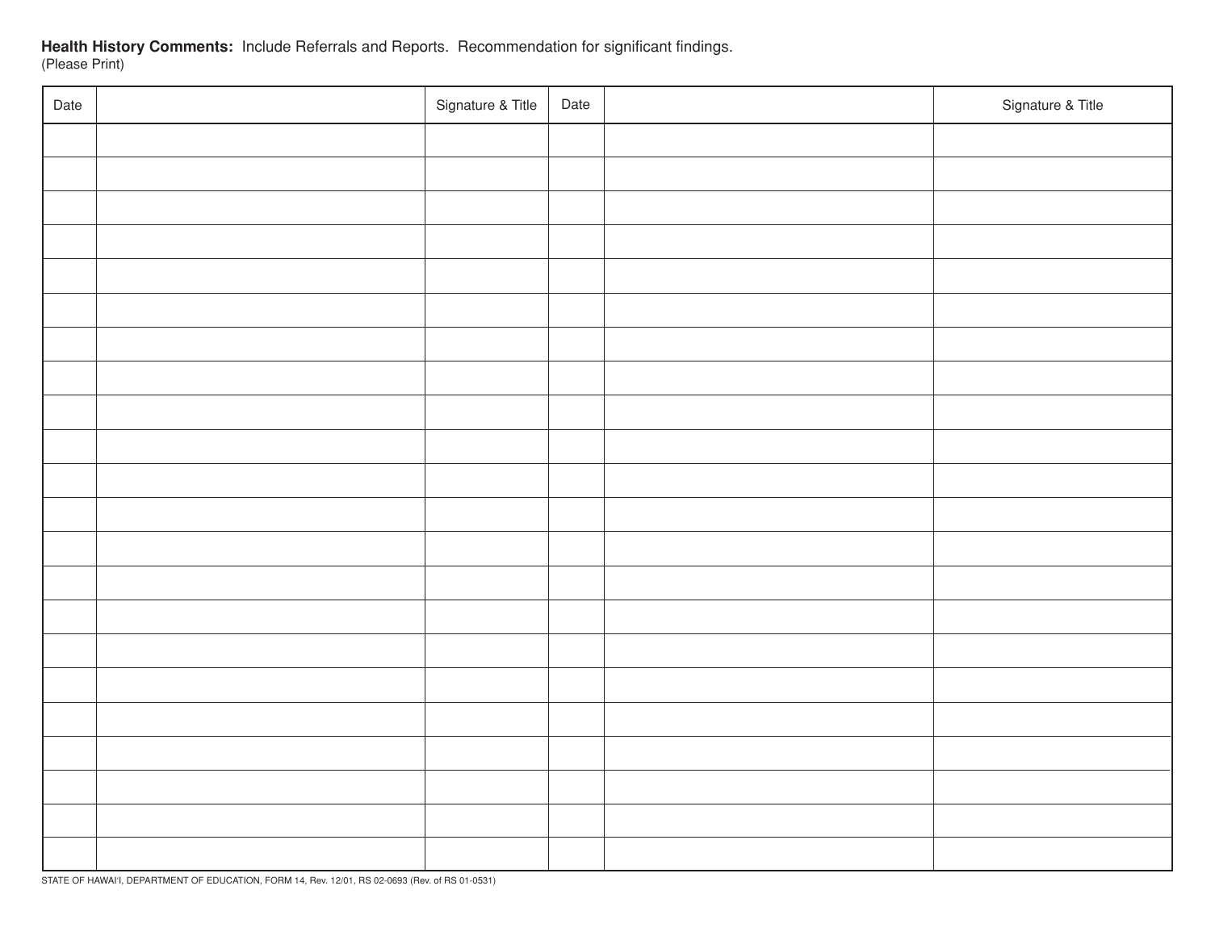**Health History Comments:** Include Referrals and Reports. Recommendation for significant findings.
(Please Print)

| Date | | Signature & Title | Date | | Signature & Title |
|---|---|---|---|---|---|
| | | | | | |
| | | | | | |
| | | | | | |
| | | | | | |
| | | | | | |
| | | | | | |
| | | | | | |
| | | | | | |
| | | | | | |
| | | | | | |
| | | | | | |
| | | | | | |
| | | | | | |
| | | | | | |
| | | | | | |
| | | | | | |
| | | | | | |
| | | | | | |
| | | | | | |
| | | | | | |
| | | | | | |
| | | | | | |

STATE OF HAWAI'I, DEPARTMENT OF EDUCATION, FORM 14, Rev. 12/01, RS 02-0693 (Rev. of RS 01-0531)